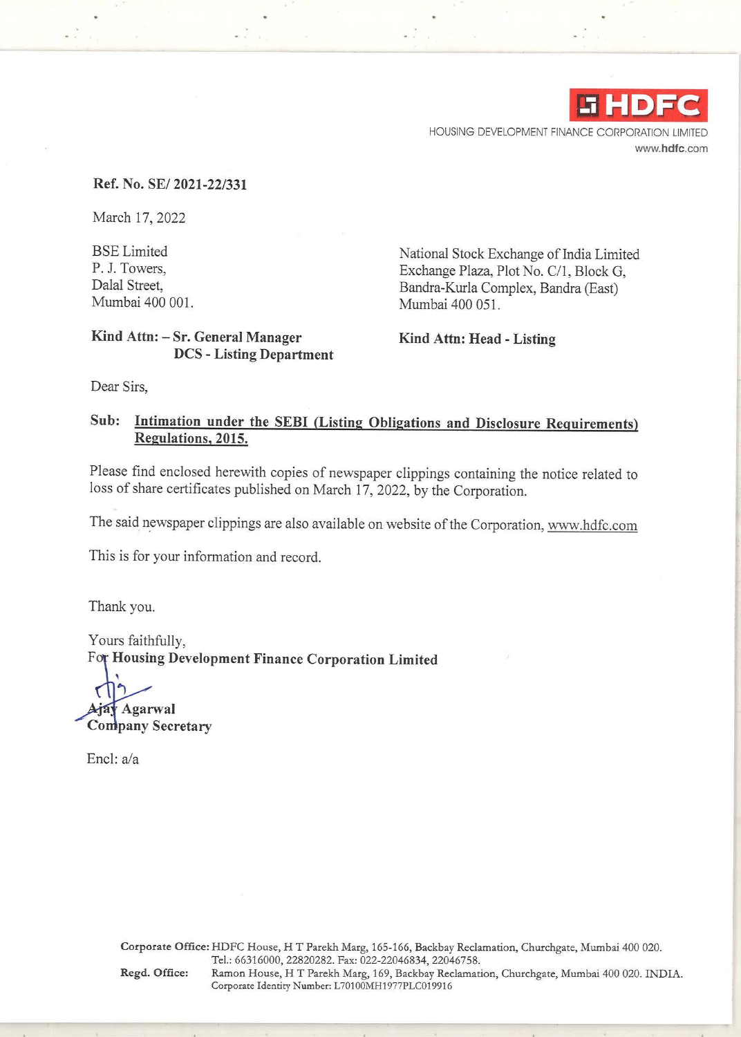**HDFC**

HOUSING DEVELOPMENT FINANCE CORPORATION LIMITED
www.hdfc.com

**Ref. No. SE/ 2021-22/331**

March 17, 2022

BSE Limited
P. J. Towers,
Dalal Street,
Mumbai 400 001.

**Kind Attn: – Sr. General Manager**
**DCS - Listing Department**

National Stock Exchange of India Limited
Exchange Plaza, Plot No. C/1, Block G,
Bandra-Kurla Complex, Bandra (East)
Mumbai 400 051.

**Kind Attn: Head - Listing**

Dear Sirs,

**Sub: Intimation under the SEBI (Listing Obligations and Disclosure Requirements) Regulations, 2015.**

Please find enclosed herewith copies of newspaper clippings containing the notice related to loss of share certificates published on March 17, 2022, by the Corporation.

The said newspaper clippings are also available on website of the Corporation, www.hdfc.com

This is for your information and record.

Thank you.

Yours faithfully,
For **Housing Development Finance Corporation Limited**

**Ajay Agarwal**
**Company Secretary**

Encl: a/a

**Corporate Office:** HDFC House, H T Parekh Marg, 165-166, Backbay Reclamation, Churchgate, Mumbai 400 020.
Tel.: 66316000, 22820282. Fax: 022-22046834, 22046758.
**Regd. Office:** Ramon House, H T Parekh Marg, 169, Backbay Reclamation, Churchgate, Mumbai 400 020. INDIA.
Corporate Identity Number: L70100MH1977PLC019916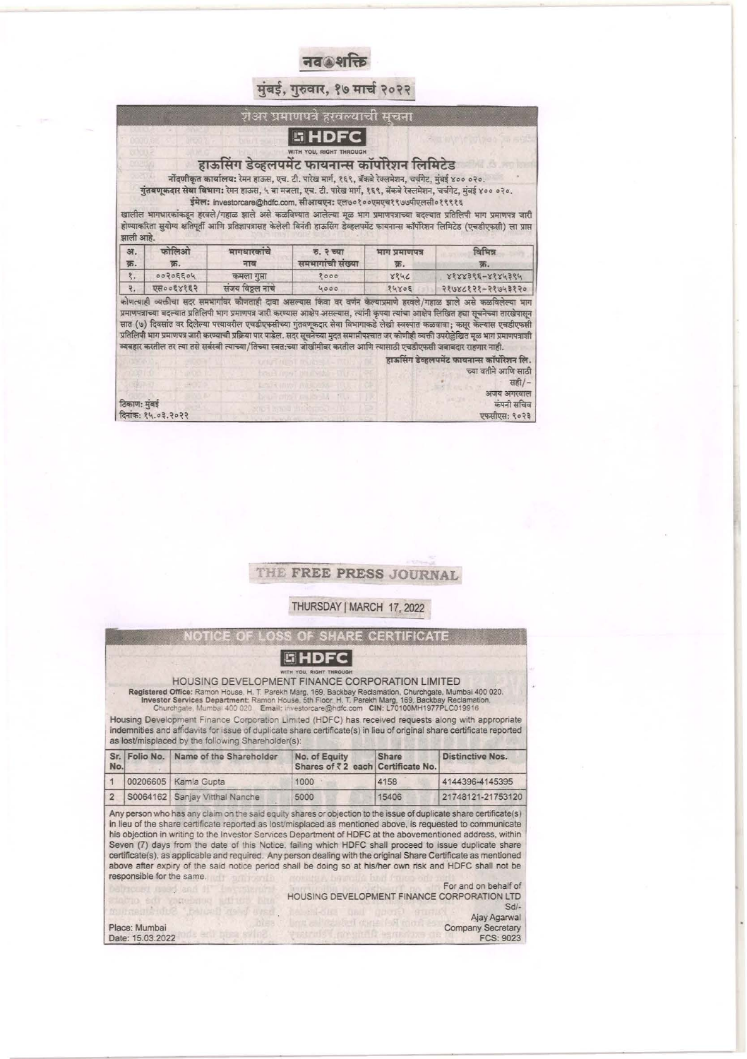# नवशक्ति

## मुंबई, गुरुवार, १७ मार्च २०२२

### शेअर प्रमाणपत्रे हरवल्याची सूचना

**HDFC**

WITH YOU, RIGHT THROUGH

## हाऊसिंग डेव्हलपमेंट फायनान्स कॉर्पोरेशन लिमिटेड

नोंदणीकृत कार्यालय: रेमन हाऊस, एच. टी. पारेख मार्ग, १६९, बॅकबे रेक्लमेशन, चर्चगेट, मुंबई ४०० ०२०.
गुंतवणूकदार सेवा विभाग: रेमन हाऊस, ५ वा मजला, एच. टी. पारेख मार्ग, १६९, बॅकबे रेक्लमेशन, चर्चगेट, मुंबई ४०० ०२०.
ईमेल: investorcare@hdfc.com, सीआयएन: एल७०१००एमएच१९७७पीएलसी०१९९१६

खालील भागधारकांकडून हरवले/गहाळ झाले असे कळविण्यात आलेल्या मूळ भाग प्रमाणपत्राच्या बदल्यात प्रतिलिपी भाग प्रमाणपत्र जारी होण्याकरिता सुयोग्य क्षतिपूर्ती आणि प्रतिज्ञापत्रासह केलेली विनंती हाऊसिंग डेव्हलपमेंट फायनान्स कॉर्पोरेशन लिमिटेड (एचडीएफसी) ला प्राप्त झाली आहे.

| अ. क्र. | फोलिओ क्र. | भागधारकांचे नाव | रु. २ च्या समभागांची संख्या | भाग प्रमाणपत्र क्र. | विभिन्न क्र. |
|---|---|---|---|---|---|
| १. | ००२०६६०५ | कमला गुप्ता | १००० | ४१५८ | ४१४४३९६-४१४५३९५ |
| २. | एस००६४१६२ | संजय विठ्ठल नांचे | ५००० | १५४०६ | २१७४८१२१-२१७५३१२० |

कोणत्याही व्यक्तीचा सदर समभागांवर कोणताही दावा असल्यास किंवा वर वर्णन केल्याप्रमाणे हरवले/गहाळ झाले असे कळविलेल्या भाग प्रमाणपत्राच्या बदल्यात प्रतिलिपी भाग प्रमाणपत्र जारी करण्यास आक्षेप असल्यास, त्यांनी कृपया त्यांचा आक्षेप लिखित ह्या सूचनेच्या तारखेपासून सात (७) दिवसांत वर दिलेल्या पत्त्यावरील एचडीएफसीच्या गुंतवणूकदार सेवा विभागाकडे लेखी स्वरूपात कळवावा; कसूर केल्यास एचडीएफसी प्रतिलिपी भाग प्रमाणपत्र जारी करण्याची प्रक्रिया पार पाडेल. सदर सूचनेच्या मुदत समाप्तीपश्चात जर कोणीही व्यक्ती उपरोल्लेखित मूळ भाग प्रमाणपत्राशी व्यवहार करतील तर त्या तसे सर्वस्वी त्याच्या/तिच्या स्वतःच्या जोखीमीवर करतील आणि त्यासाठी एचडीएफसी जबाबदार राहणार नाही.

हाऊसिंग डेव्हलपमेंट फायनान्स कॉर्पोरेशन लि.
च्या वतीने आणि साठी
सही/-
अजय अगरवाल
कंपनी सचिव
एफसीएस: ९०२३

ठिकाण: मुंबई
दिनांक: १५.०३.२०२२

---

# THE FREE PRESS JOURNAL

## THURSDAY | MARCH 17, 2022

### NOTICE OF LOSS OF SHARE CERTIFICATE

**HDFC**

WITH YOU, RIGHT THROUGH

## HOUSING DEVELOPMENT FINANCE CORPORATION LIMITED

**Registered Office:** Ramon House, H. T. Parekh Marg, 169, Backbay Reclamation, Churchgate, Mumbai 400 020.
**Investor Services Department:** Ramon House, 5th Floor, H. T. Parekh Marg, 169, Backbay Reclamation, Churchgate, Mumbai 400 020. **Email:** investorcare@hdfc.com **CIN:** L70100MH1977PLC019916

Housing Development Finance Corporation Limited (HDFC) has received requests along with appropriate indemnities and affidavits for issue of duplicate share certificate(s) in lieu of original share certificate reported as lost/misplaced by the following Shareholder(s):

| Sr. No. | Folio No. | Name of the Shareholder | No. of Equity Shares of ₹2 each | Share Certificate No. | Distinctive Nos. |
|---|---|---|---|---|---|
| 1 | 00206605 | Kamla Gupta | 1000 | 4158 | 4144396-4145395 |
| 2 | S0064162 | Sanjay Vitthal Nanche | 5000 | 15406 | 21748121-21753120 |

Any person who has any claim on the said equity shares or objection to the issue of duplicate share certificate(s) in lieu of the share certificate reported as lost/misplaced as mentioned above, is requested to communicate his objection in writing to the Investor Services Department of HDFC at the abovementioned address, within Seven (7) days from the date of this Notice, failing which HDFC shall proceed to issue duplicate share certificate(s), as applicable and required. Any person dealing with the original Share Certificate as mentioned above after expiry of the said notice period shall be doing so at his/her own risk and HDFC shall not be responsible for the same.

For and on behalf of
HOUSING DEVELOPMENT FINANCE CORPORATION LTD
Sd/-
Ajay Agarwal
Company Secretary
FCS: 9023

Place: Mumbai
Date: 15.03.2022